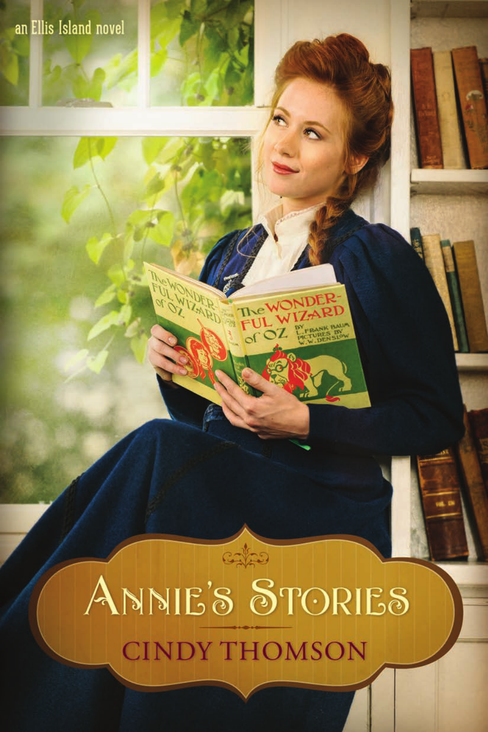an Ellis Island novel

# Annie's Stories

## Cindy Thomson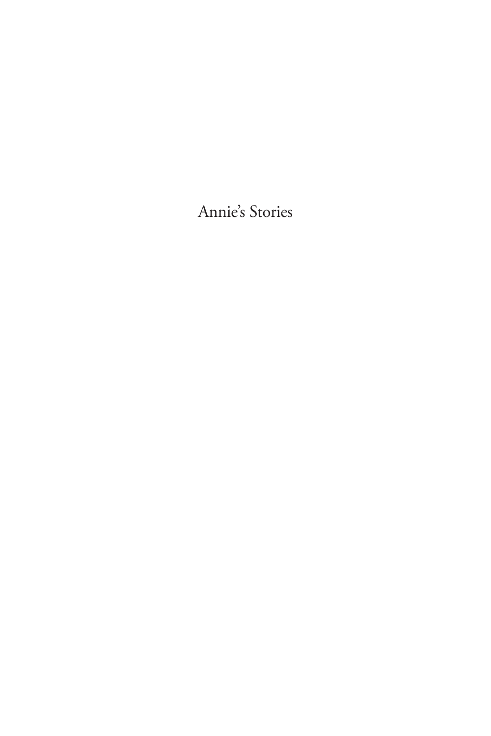Annie's Stories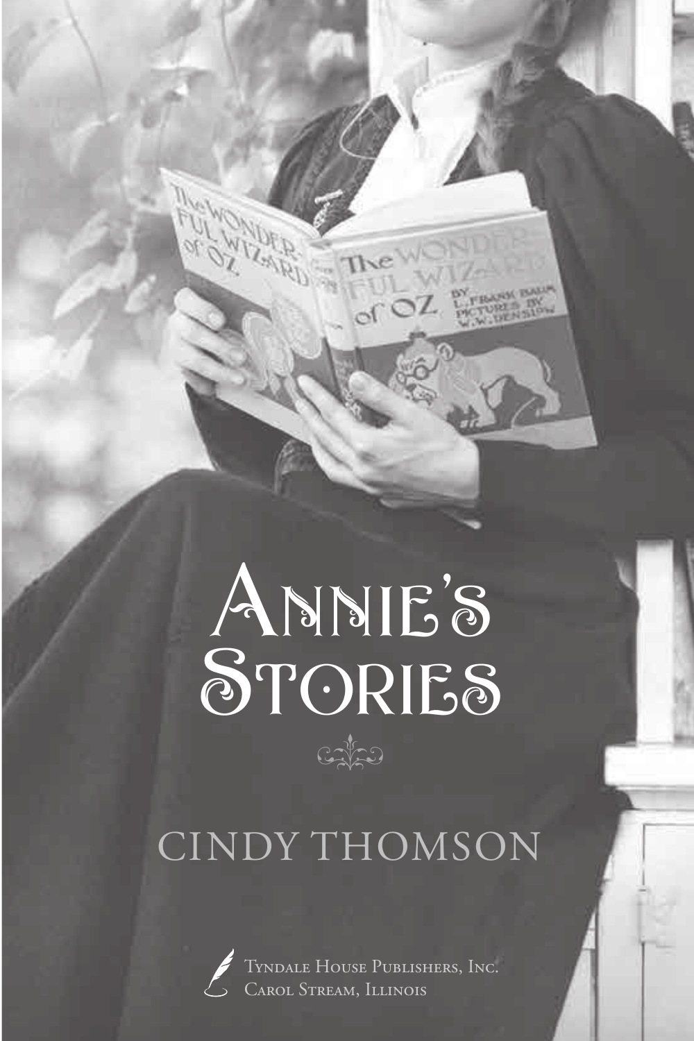# Annie's Stories

CINDY THOMSON

Tyndale House Publishers, Inc.
Carol Stream, Illinois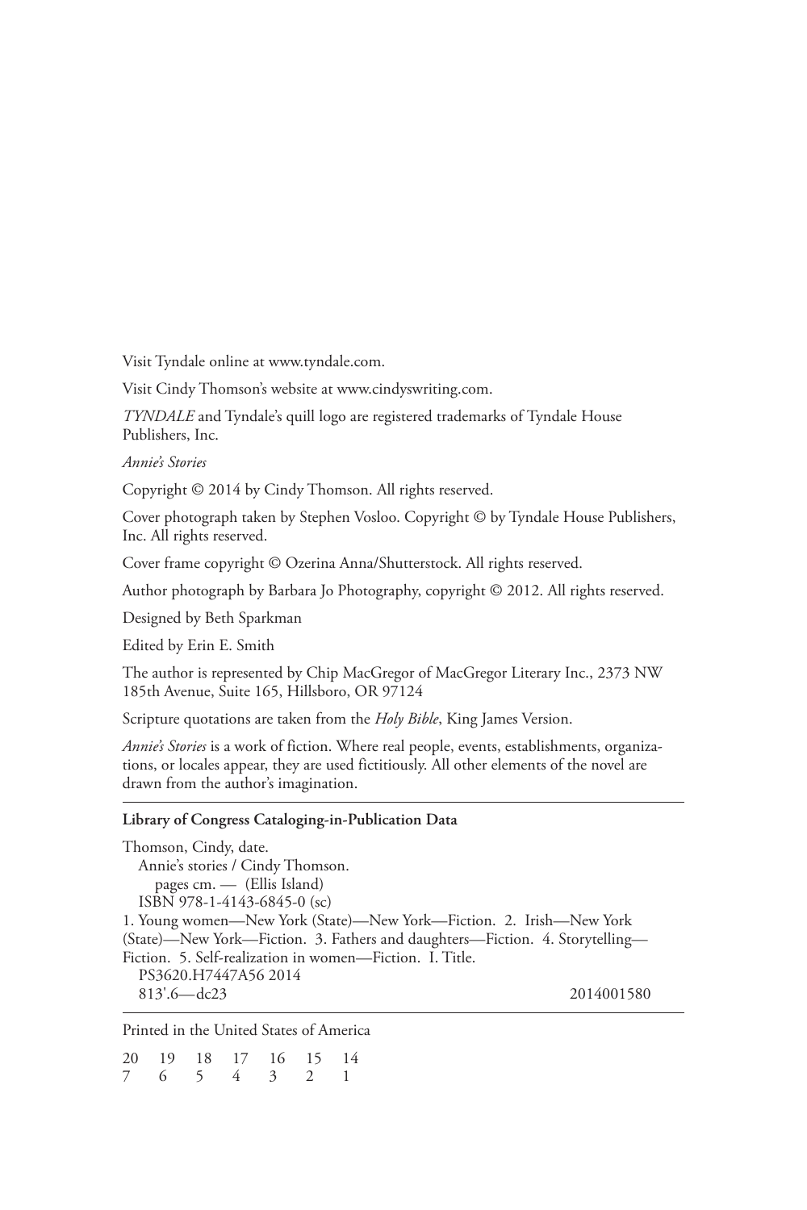Visit Tyndale online at www.tyndale.com.

Visit Cindy Thomson's website at www.cindyswriting.com.

*TYNDALE* and Tyndale's quill logo are registered trademarks of Tyndale House Publishers, Inc.

*Annie's Stories*

Copyright © 2014 by Cindy Thomson. All rights reserved.

Cover photograph taken by Stephen Vosloo. Copyright © by Tyndale House Publishers, Inc. All rights reserved.

Cover frame copyright © Ozerina Anna/Shutterstock. All rights reserved.

Author photograph by Barbara Jo Photography, copyright © 2012. All rights reserved.

Designed by Beth Sparkman

Edited by Erin E. Smith

The author is represented by Chip MacGregor of MacGregor Literary Inc., 2373 NW 185th Avenue, Suite 165, Hillsboro, OR 97124

Scripture quotations are taken from the *Holy Bible*, King James Version.

*Annie's Stories* is a work of fiction. Where real people, events, establishments, organizations, or locales appear, they are used fictitiously. All other elements of the novel are drawn from the author's imagination.

---

**Library of Congress Cataloging-in-Publication Data**

Thomson, Cindy, date.
Annie's stories / Cindy Thomson.
pages cm. — (Ellis Island)
ISBN 978-1-4143-6845-0 (sc)
1. Young women—New York (State)—New York—Fiction. 2. Irish—New York (State)—New York—Fiction. 3. Fathers and daughters—Fiction. 4. Storytelling—Fiction. 5. Self-realization in women—Fiction. I. Title.
PS3620.H7447A56 2014
813'.6—dc23 2014001580

---

Printed in the United States of America

20 19 18 17 16 15 14
7 6 5 4 3 2 1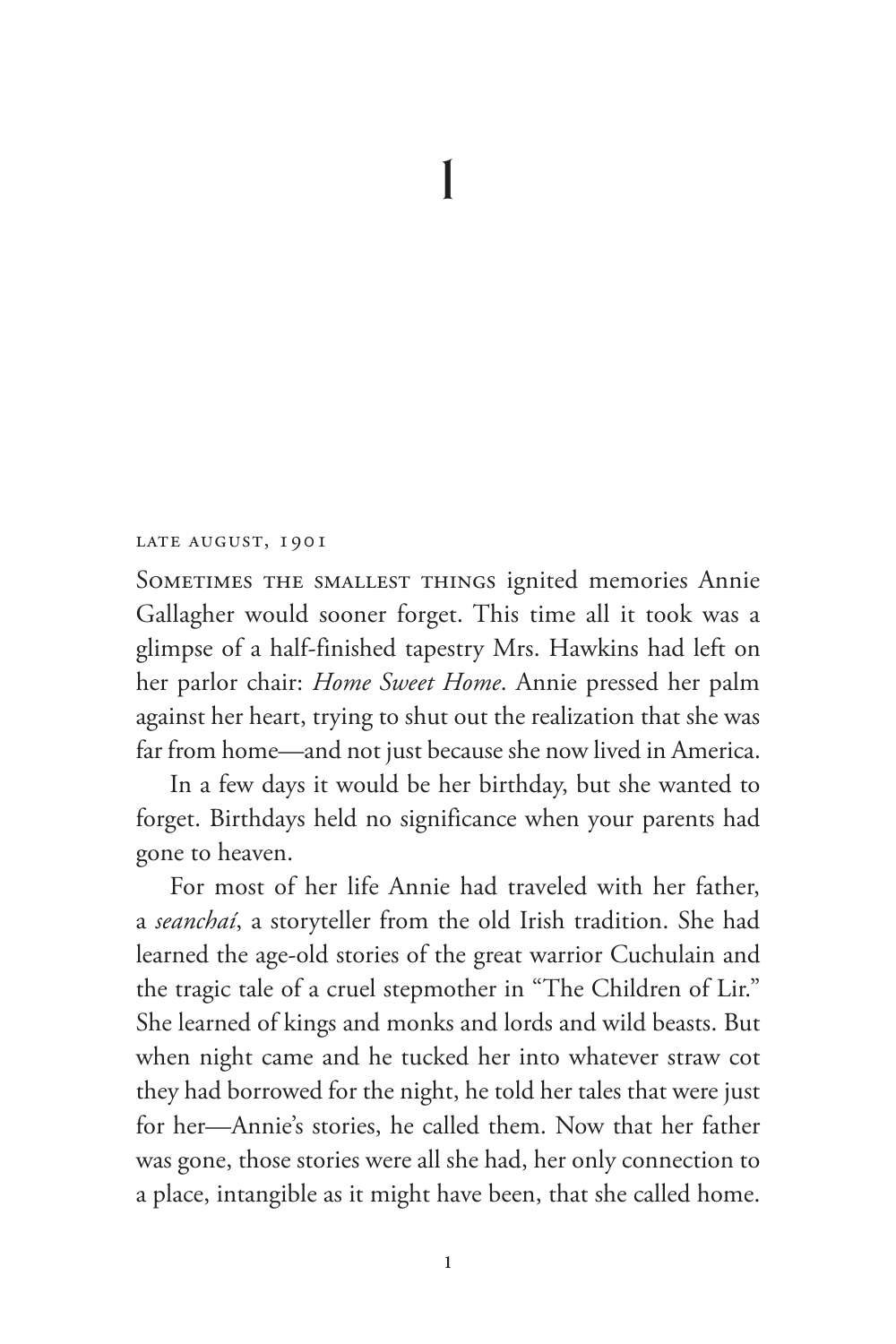# 1

late august, 1901

Sometimes the smallest things ignited memories Annie Gallagher would sooner forget. This time all it took was a glimpse of a half-finished tapestry Mrs. Hawkins had left on her parlor chair: *Home Sweet Home*. Annie pressed her palm against her heart, trying to shut out the realization that she was far from home—and not just because she now lived in America.

In a few days it would be her birthday, but she wanted to forget. Birthdays held no significance when your parents had gone to heaven.

For most of her life Annie had traveled with her father, a *seanchaí*, a storyteller from the old Irish tradition. She had learned the age-old stories of the great warrior Cuchulain and the tragic tale of a cruel stepmother in "The Children of Lir." She learned of kings and monks and lords and wild beasts. But when night came and he tucked her into whatever straw cot they had borrowed for the night, he told her tales that were just for her—Annie's stories, he called them. Now that her father was gone, those stories were all she had, her only connection to a place, intangible as it might have been, that she called home.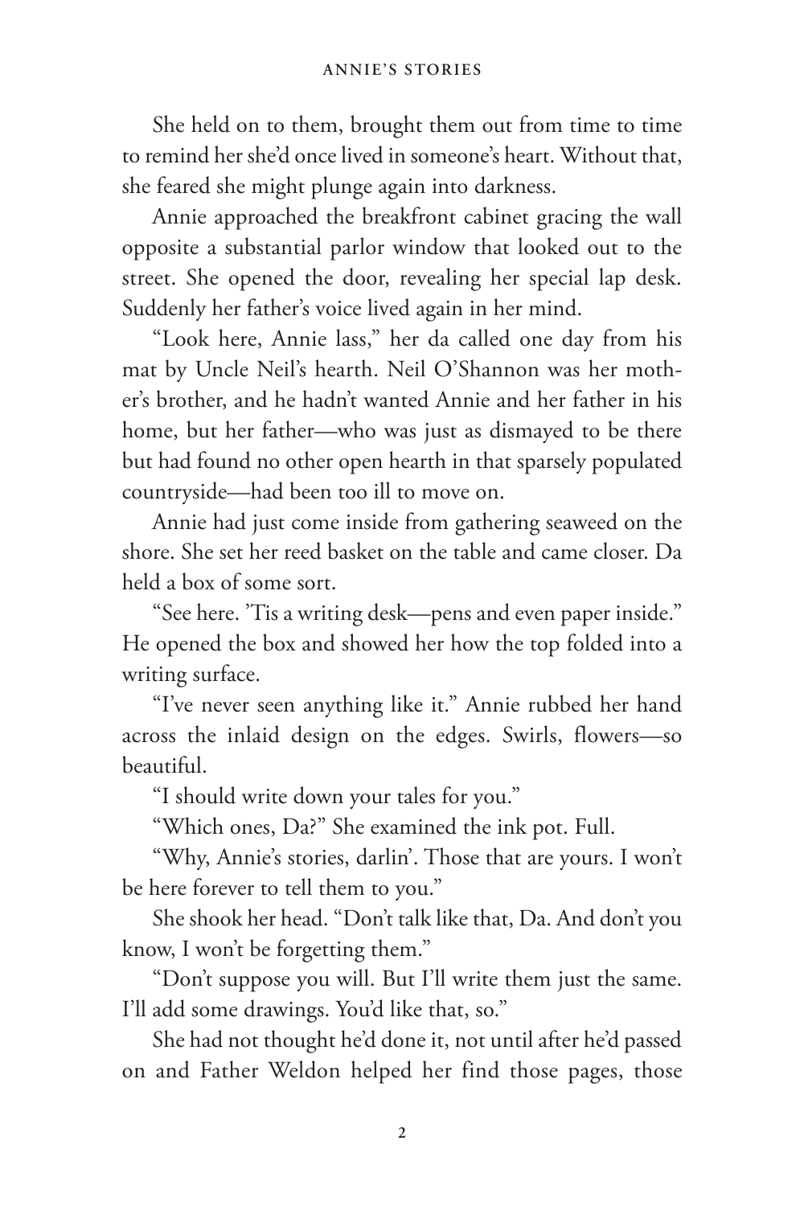She held on to them, brought them out from time to time to remind her she'd once lived in someone's heart. Without that, she feared she might plunge again into darkness.

Annie approached the breakfront cabinet gracing the wall opposite a substantial parlor window that looked out to the street. She opened the door, revealing her special lap desk. Suddenly her father's voice lived again in her mind.

"Look here, Annie lass," her da called one day from his mat by Uncle Neil's hearth. Neil O'Shannon was her mother's brother, and he hadn't wanted Annie and her father in his home, but her father—who was just as dismayed to be there but had found no other open hearth in that sparsely populated countryside—had been too ill to move on.

Annie had just come inside from gathering seaweed on the shore. She set her reed basket on the table and came closer. Da held a box of some sort.

"See here. 'Tis a writing desk—pens and even paper inside." He opened the box and showed her how the top folded into a writing surface.

"I've never seen anything like it." Annie rubbed her hand across the inlaid design on the edges. Swirls, flowers—so beautiful.

"I should write down your tales for you."

"Which ones, Da?" She examined the ink pot. Full.

"Why, Annie's stories, darlin'. Those that are yours. I won't be here forever to tell them to you."

She shook her head. "Don't talk like that, Da. And don't you know, I won't be forgetting them."

"Don't suppose you will. But I'll write them just the same. I'll add some drawings. You'd like that, so."

She had not thought he'd done it, not until after he'd passed on and Father Weldon helped her find those pages, those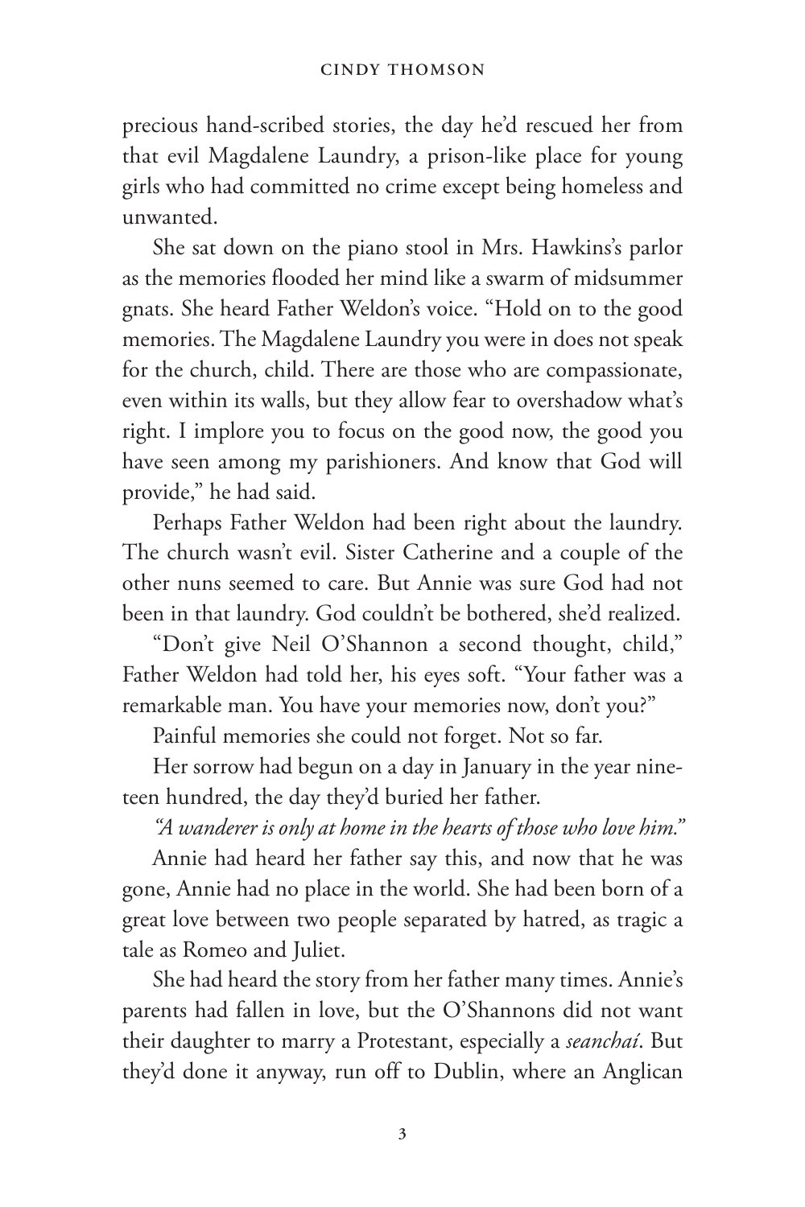precious hand-scribed stories, the day he'd rescued her from that evil Magdalene Laundry, a prison-like place for young girls who had committed no crime except being homeless and unwanted.

She sat down on the piano stool in Mrs. Hawkins's parlor as the memories flooded her mind like a swarm of midsummer gnats. She heard Father Weldon's voice. "Hold on to the good memories. The Magdalene Laundry you were in does not speak for the church, child. There are those who are compassionate, even within its walls, but they allow fear to overshadow what's right. I implore you to focus on the good now, the good you have seen among my parishioners. And know that God will provide," he had said.

Perhaps Father Weldon had been right about the laundry. The church wasn't evil. Sister Catherine and a couple of the other nuns seemed to care. But Annie was sure God had not been in that laundry. God couldn't be bothered, she'd realized.

"Don't give Neil O'Shannon a second thought, child," Father Weldon had told her, his eyes soft. "Your father was a remarkable man. You have your memories now, don't you?"

Painful memories she could not forget. Not so far.

Her sorrow had begun on a day in January in the year nineteen hundred, the day they'd buried her father.

*"A wanderer is only at home in the hearts of those who love him."*

Annie had heard her father say this, and now that he was gone, Annie had no place in the world. She had been born of a great love between two people separated by hatred, as tragic a tale as Romeo and Juliet.

She had heard the story from her father many times. Annie's parents had fallen in love, but the O'Shannons did not want their daughter to marry a Protestant, especially a *seanchaí*. But they'd done it anyway, run off to Dublin, where an Anglican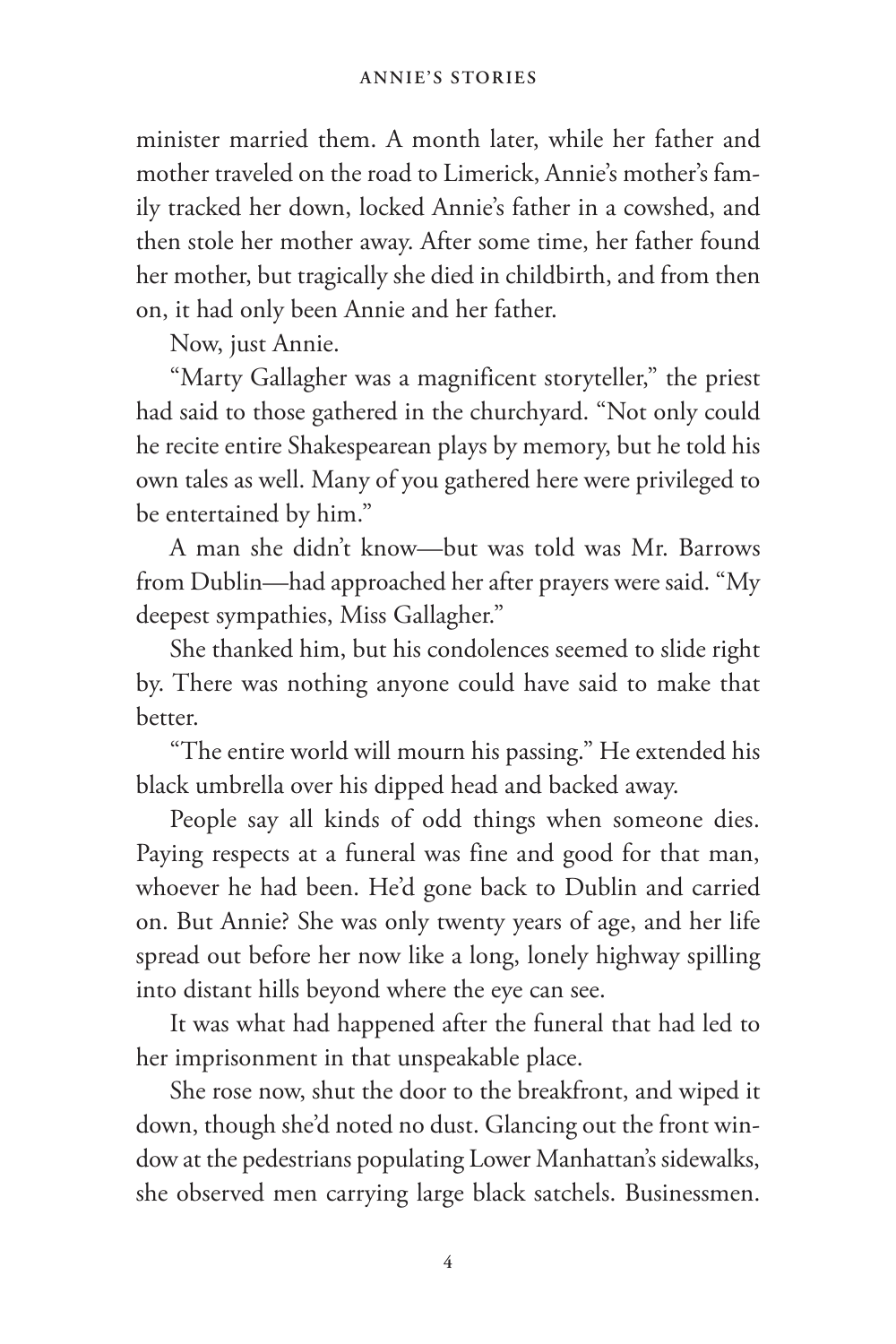minister married them. A month later, while her father and mother traveled on the road to Limerick, Annie's mother's family tracked her down, locked Annie's father in a cowshed, and then stole her mother away. After some time, her father found her mother, but tragically she died in childbirth, and from then on, it had only been Annie and her father.

Now, just Annie.

"Marty Gallagher was a magnificent storyteller," the priest had said to those gathered in the churchyard. "Not only could he recite entire Shakespearean plays by memory, but he told his own tales as well. Many of you gathered here were privileged to be entertained by him."

A man she didn't know—but was told was Mr. Barrows from Dublin—had approached her after prayers were said. "My deepest sympathies, Miss Gallagher."

She thanked him, but his condolences seemed to slide right by. There was nothing anyone could have said to make that better.

"The entire world will mourn his passing." He extended his black umbrella over his dipped head and backed away.

People say all kinds of odd things when someone dies. Paying respects at a funeral was fine and good for that man, whoever he had been. He'd gone back to Dublin and carried on. But Annie? She was only twenty years of age, and her life spread out before her now like a long, lonely highway spilling into distant hills beyond where the eye can see.

It was what had happened after the funeral that had led to her imprisonment in that unspeakable place.

She rose now, shut the door to the breakfront, and wiped it down, though she'd noted no dust. Glancing out the front window at the pedestrians populating Lower Manhattan's sidewalks, she observed men carrying large black satchels. Businessmen.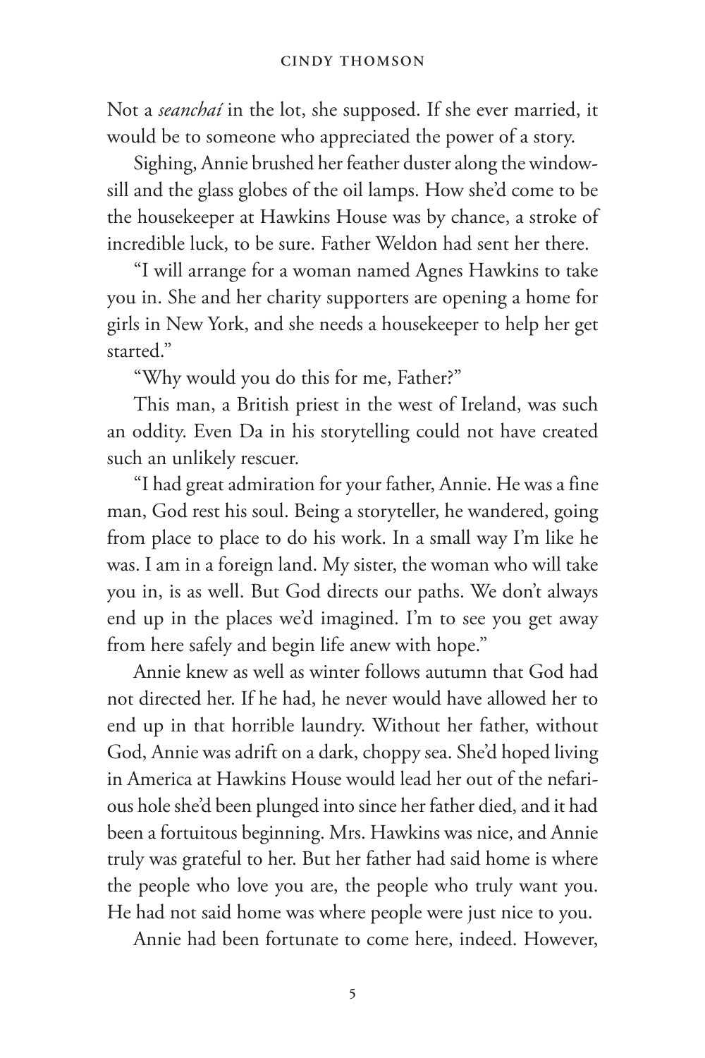Not a *seanchaí* in the lot, she supposed. If she ever married, it would be to someone who appreciated the power of a story.

Sighing, Annie brushed her feather duster along the windowsill and the glass globes of the oil lamps. How she'd come to be the housekeeper at Hawkins House was by chance, a stroke of incredible luck, to be sure. Father Weldon had sent her there.

"I will arrange for a woman named Agnes Hawkins to take you in. She and her charity supporters are opening a home for girls in New York, and she needs a housekeeper to help her get started."

"Why would you do this for me, Father?"

This man, a British priest in the west of Ireland, was such an oddity. Even Da in his storytelling could not have created such an unlikely rescuer.

"I had great admiration for your father, Annie. He was a fine man, God rest his soul. Being a storyteller, he wandered, going from place to place to do his work. In a small way I'm like he was. I am in a foreign land. My sister, the woman who will take you in, is as well. But God directs our paths. We don't always end up in the places we'd imagined. I'm to see you get away from here safely and begin life anew with hope."

Annie knew as well as winter follows autumn that God had not directed her. If he had, he never would have allowed her to end up in that horrible laundry. Without her father, without God, Annie was adrift on a dark, choppy sea. She'd hoped living in America at Hawkins House would lead her out of the nefarious hole she'd been plunged into since her father died, and it had been a fortuitous beginning. Mrs. Hawkins was nice, and Annie truly was grateful to her. But her father had said home is where the people who love you are, the people who truly want you. He had not said home was where people were just nice to you.

Annie had been fortunate to come here, indeed. However,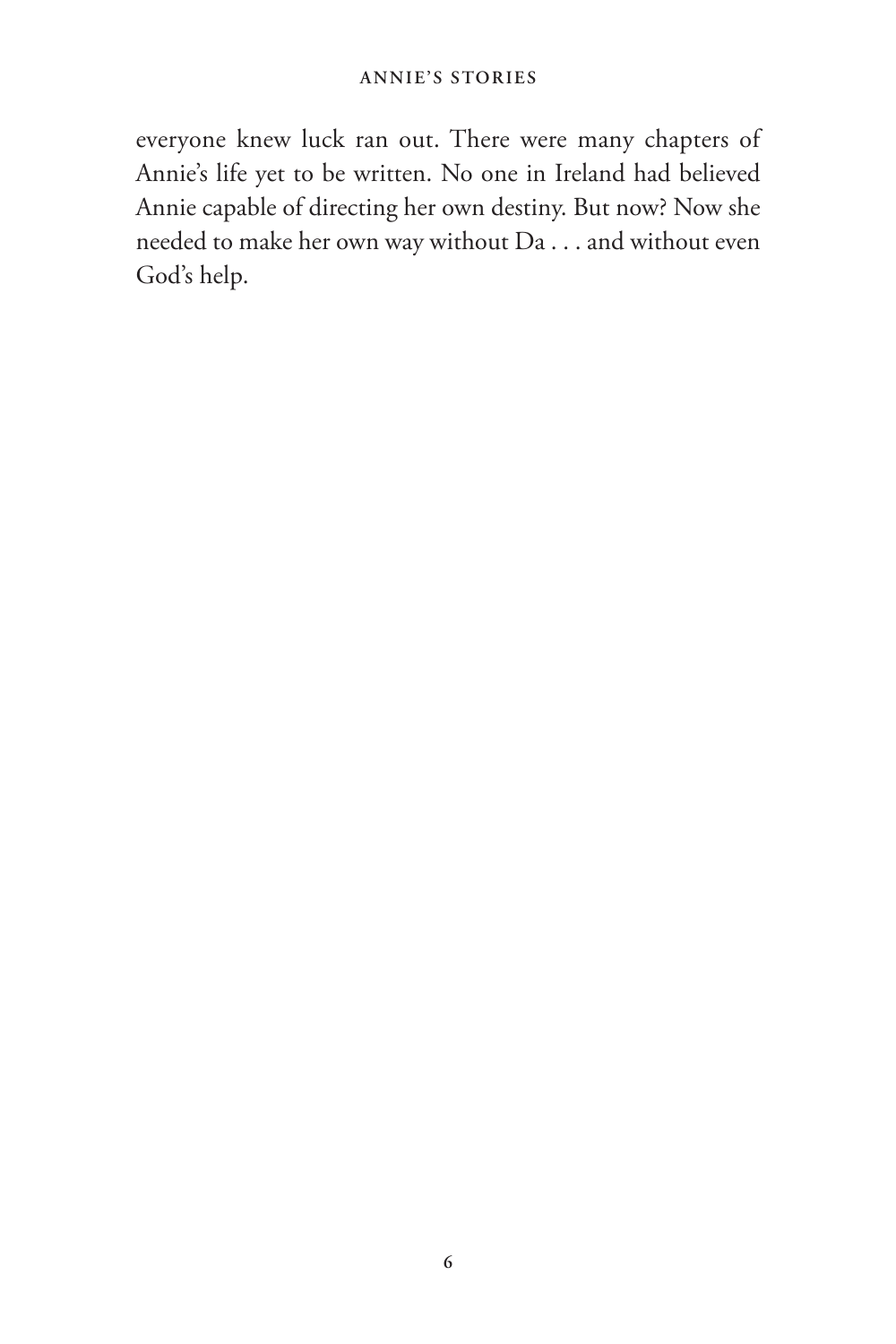everyone knew luck ran out. There were many chapters of Annie's life yet to be written. No one in Ireland had believed Annie capable of directing her own destiny. But now? Now she needed to make her own way without Da . . . and without even God's help.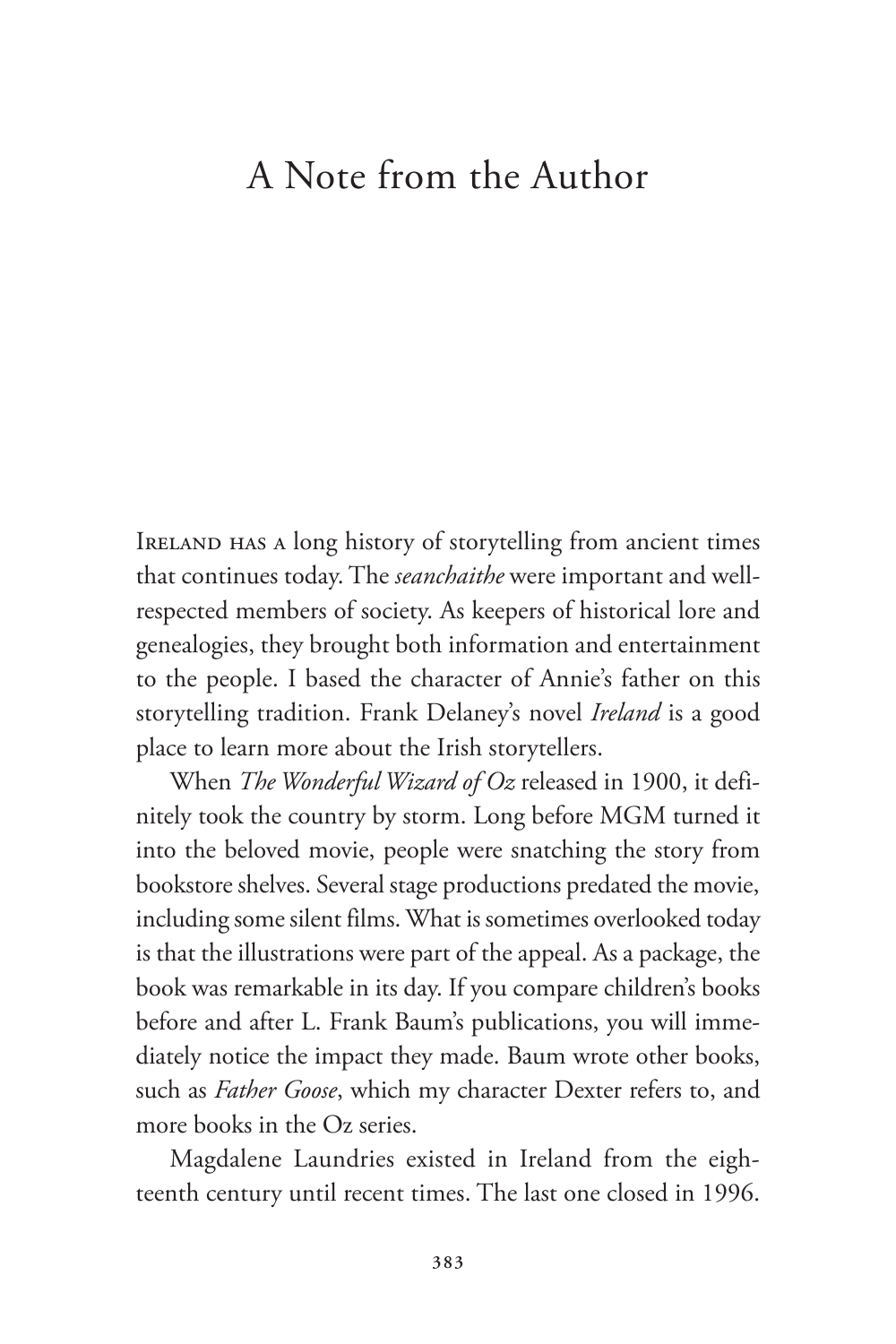# A Note from the Author

IRELAND HAS A long history of storytelling from ancient times that continues today. The *seanchaithe* were important and well-respected members of society. As keepers of historical lore and genealogies, they brought both information and entertainment to the people. I based the character of Annie's father on this storytelling tradition. Frank Delaney's novel *Ireland* is a good place to learn more about the Irish storytellers.

When *The Wonderful Wizard of Oz* released in 1900, it definitely took the country by storm. Long before MGM turned it into the beloved movie, people were snatching the story from bookstore shelves. Several stage productions predated the movie, including some silent films. What is sometimes overlooked today is that the illustrations were part of the appeal. As a package, the book was remarkable in its day. If you compare children's books before and after L. Frank Baum's publications, you will immediately notice the impact they made. Baum wrote other books, such as *Father Goose*, which my character Dexter refers to, and more books in the Oz series.

Magdalene Laundries existed in Ireland from the eighteenth century until recent times. The last one closed in 1996.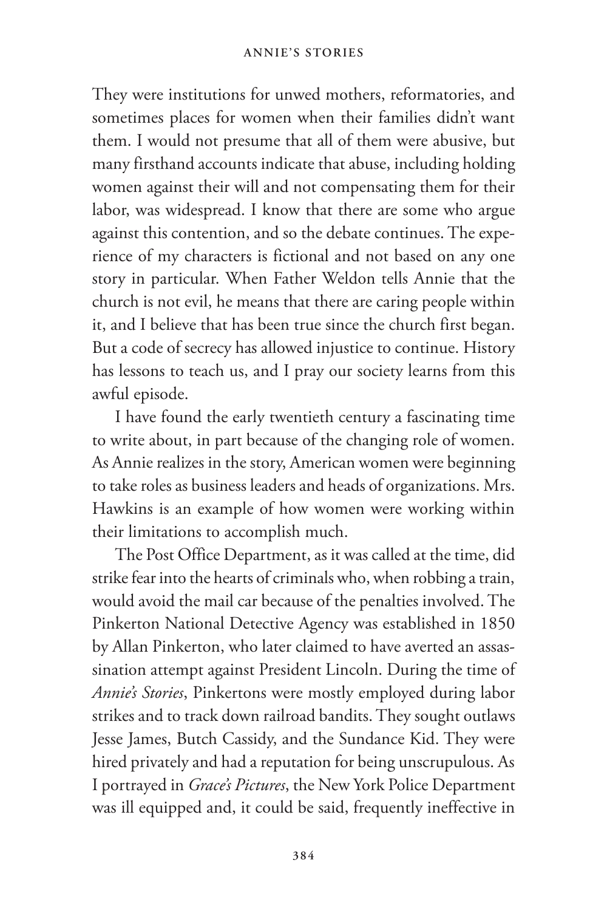They were institutions for unwed mothers, reformatories, and sometimes places for women when their families didn't want them. I would not presume that all of them were abusive, but many firsthand accounts indicate that abuse, including holding women against their will and not compensating them for their labor, was widespread. I know that there are some who argue against this contention, and so the debate continues. The experience of my characters is fictional and not based on any one story in particular. When Father Weldon tells Annie that the church is not evil, he means that there are caring people within it, and I believe that has been true since the church first began. But a code of secrecy has allowed injustice to continue. History has lessons to teach us, and I pray our society learns from this awful episode.

I have found the early twentieth century a fascinating time to write about, in part because of the changing role of women. As Annie realizes in the story, American women were beginning to take roles as business leaders and heads of organizations. Mrs. Hawkins is an example of how women were working within their limitations to accomplish much.

The Post Office Department, as it was called at the time, did strike fear into the hearts of criminals who, when robbing a train, would avoid the mail car because of the penalties involved. The Pinkerton National Detective Agency was established in 1850 by Allan Pinkerton, who later claimed to have averted an assassination attempt against President Lincoln. During the time of *Annie's Stories*, Pinkertons were mostly employed during labor strikes and to track down railroad bandits. They sought outlaws Jesse James, Butch Cassidy, and the Sundance Kid. They were hired privately and had a reputation for being unscrupulous. As I portrayed in *Grace's Pictures*, the New York Police Department was ill equipped and, it could be said, frequently ineffective in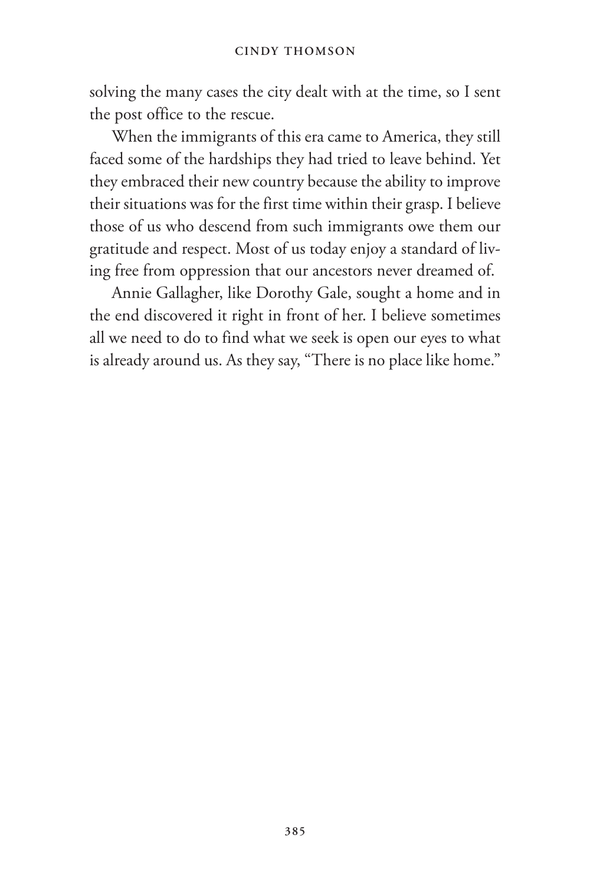solving the many cases the city dealt with at the time, so I sent the post office to the rescue.

When the immigrants of this era came to America, they still faced some of the hardships they had tried to leave behind. Yet they embraced their new country because the ability to improve their situations was for the first time within their grasp. I believe those of us who descend from such immigrants owe them our gratitude and respect. Most of us today enjoy a standard of living free from oppression that our ancestors never dreamed of.

Annie Gallagher, like Dorothy Gale, sought a home and in the end discovered it right in front of her. I believe sometimes all we need to do to find what we seek is open our eyes to what is already around us. As they say, "There is no place like home."